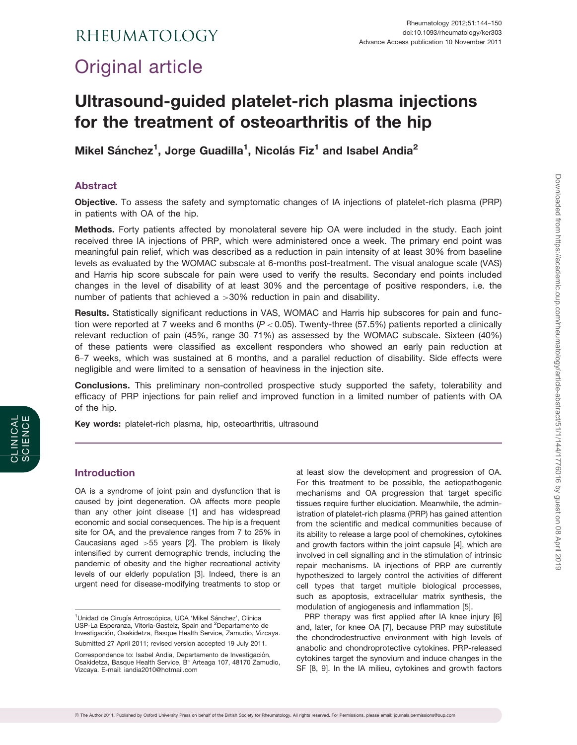# Original article

# Ultrasound-guided platelet-rich plasma injections for the treatment of osteoarthritis of the hip

**Mikel Sánchez[1], Jorge Guadilla[1], Nicolás Fiz[1] and Isabel Andia[2]**

## Abstract

**Objective.** To assess the safety and symptomatic changes of IA injections of platelet-rich plasma (PRP) in patients with OA of the hip.

**Methods.** Forty patients affected by monolateral severe hip OA were included in the study. Each joint received three IA injections of PRP, which were administered once a week. The primary end point was meaningful pain relief, which was described as a reduction in pain intensity of at least 30% from baseline levels as evaluated by the WOMAC subscale at 6-months post-treatment. The visual analogue scale (VAS) and Harris hip score subscale for pain were used to verify the results. Secondary end points included changes in the level of disability of at least 30% and the percentage of positive responders, i.e. the number of patients that achieved a >30% reduction in pain and disability.

**Results.** Statistically significant reductions in VAS, WOMAC and Harris hip subscores for pain and function were reported at 7 weeks and 6 months ($P < 0.05$). Twenty-three (57.5%) patients reported a clinically relevant reduction of pain (45%, range 30–71%) as assessed by the WOMAC subscale. Sixteen (40%) of these patients were classified as excellent responders who showed an early pain reduction at 6–7 weeks, which was sustained at 6 months, and a parallel reduction of disability. Side effects were negligible and were limited to a sensation of heaviness in the injection site.

**Conclusions.** This preliminary non-controlled prospective study supported the safety, tolerability and efficacy of PRP injections for pain relief and improved function in a limited number of patients with OA of the hip.

**Key words:** platelet-rich plasma, hip, osteoarthritis, ultrasound

## Introduction

OA is a syndrome of joint pain and dysfunction that is caused by joint degeneration. OA affects more people than any other joint disease [1] and has widespread economic and social consequences. The hip is a frequent site for OA, and the prevalence ranges from 7 to 25% in Caucasians aged >55 years [2]. The problem is likely intensified by current demographic trends, including the pandemic of obesity and the higher recreational activity levels of our elderly population [3]. Indeed, there is an urgent need for disease-modifying treatments to stop or at least slow the development and progression of OA. For this treatment to be possible, the aetiopathogenic mechanisms and OA progression that target specific tissues require further elucidation. Meanwhile, the administration of platelet-rich plasma (PRP) has gained attention from the scientific and medical communities because of its ability to release a large pool of chemokines, cytokines and growth factors within the joint capsule [4], which are involved in cell signalling and in the stimulation of intrinsic repair mechanisms. IA injections of PRP are currently hypothesized to largely control the activities of different cell types that target multiple biological processes, such as apoptosis, extracellular matrix synthesis, the modulation of angiogenesis and inflammation [5].

PRP therapy was first applied after IA knee injury [6] and, later, for knee OA [7], because PRP may substitute the chondrodestructive environment with high levels of anabolic and chondroprotective cytokines. PRP-released cytokines target the synovium and induce changes in the SF [8, 9]. In the IA milieu, cytokines and growth factors

[1]Unidad de Cirugía Artroscópica, UCA 'Mikel Sánchez', Clínica USP-La Esperanza, Vitoria-Gasteiz, Spain and [2]Departamento de Investigación, Osakidetza, Basque Health Service, Zamudio, Vizcaya.

Submitted 27 April 2011; revised version accepted 19 July 2011.

Correspondence to: Isabel Andia, Departamento de Investigación, Osakidetza, Basque Health Service, B° Arteaga 107, 48170 Zamudio, Vizcaya. E-mail: iandia2010@hotmail.com

© The Author 2011. Published by Oxford University Press on behalf of the British Society for Rheumatology. All rights reserved. For Permissions, please email: journals.permissions@oup.com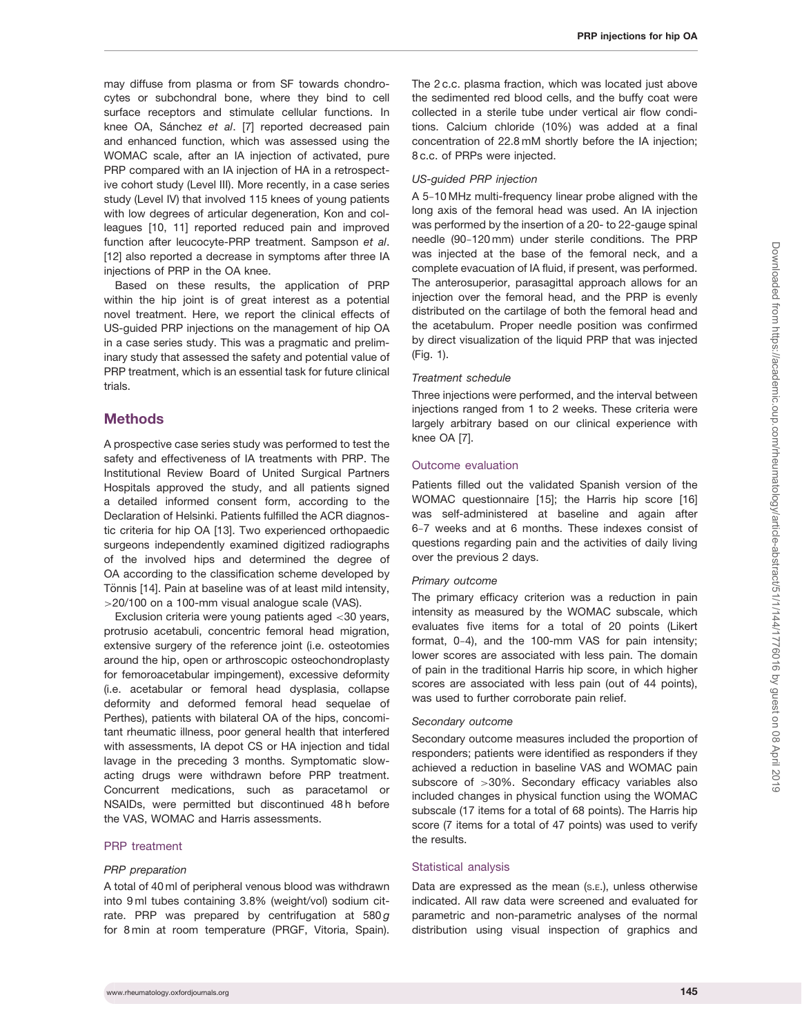may diffuse from plasma or from SF towards chondrocytes or subchondral bone, where they bind to cell surface receptors and stimulate cellular functions. In knee OA, Sánchez *et al*. [7] reported decreased pain and enhanced function, which was assessed using the WOMAC scale, after an IA injection of activated, pure PRP compared with an IA injection of HA in a retrospective cohort study (Level III). More recently, in a case series study (Level IV) that involved 115 knees of young patients with low degrees of articular degeneration, Kon and colleagues [10, 11] reported reduced pain and improved function after leucocyte-PRP treatment. Sampson *et al*. [12] also reported a decrease in symptoms after three IA injections of PRP in the OA knee.

Based on these results, the application of PRP within the hip joint is of great interest as a potential novel treatment. Here, we report the clinical effects of US-guided PRP injections on the management of hip OA in a case series study. This was a pragmatic and preliminary study that assessed the safety and potential value of PRP treatment, which is an essential task for future clinical trials.

## Methods

A prospective case series study was performed to test the safety and effectiveness of IA treatments with PRP. The Institutional Review Board of United Surgical Partners Hospitals approved the study, and all patients signed a detailed informed consent form, according to the Declaration of Helsinki. Patients fulfilled the ACR diagnostic criteria for hip OA [13]. Two experienced orthopaedic surgeons independently examined digitized radiographs of the involved hips and determined the degree of OA according to the classification scheme developed by Tönnis [14]. Pain at baseline was of at least mild intensity, >20/100 on a 100-mm visual analogue scale (VAS).

Exclusion criteria were young patients aged <30 years, protrusio acetabuli, concentric femoral head migration, extensive surgery of the reference joint (i.e. osteotomies around the hip, open or arthroscopic osteochondroplasty for femoroacetabular impingement), excessive deformity (i.e. acetabular or femoral head dysplasia, collapse deformity and deformed femoral head sequelae of Perthes), patients with bilateral OA of the hips, concomitant rheumatic illness, poor general health that interfered with assessments, IA depot CS or HA injection and tidal lavage in the preceding 3 months. Symptomatic slow-acting drugs were withdrawn before PRP treatment. Concurrent medications, such as paracetamol or NSAIDs, were permitted but discontinued 48 h before the VAS, WOMAC and Harris assessments.

### PRP treatment

#### *PRP preparation*

A total of 40 ml of peripheral venous blood was withdrawn into 9 ml tubes containing 3.8% (weight/vol) sodium citrate. PRP was prepared by centrifugation at 580 *g* for 8 min at room temperature (PRGF, Vitoria, Spain). The 2 c.c. plasma fraction, which was located just above the sedimented red blood cells, and the buffy coat were collected in a sterile tube under vertical air flow conditions. Calcium chloride (10%) was added at a final concentration of 22.8 mM shortly before the IA injection; 8 c.c. of PRPs were injected.

#### *US-guided PRP injection*

A 5–10 MHz multi-frequency linear probe aligned with the long axis of the femoral head was used. An IA injection was performed by the insertion of a 20- to 22-gauge spinal needle (90–120 mm) under sterile conditions. The PRP was injected at the base of the femoral neck, and a complete evacuation of IA fluid, if present, was performed. The anterosuperior, parasagittal approach allows for an injection over the femoral head, and the PRP is evenly distributed on the cartilage of both the femoral head and the acetabulum. Proper needle position was confirmed by direct visualization of the liquid PRP that was injected (Fig. 1).

#### *Treatment schedule*

Three injections were performed, and the interval between injections ranged from 1 to 2 weeks. These criteria were largely arbitrary based on our clinical experience with knee OA [7].

### Outcome evaluation

Patients filled out the validated Spanish version of the WOMAC questionnaire [15]; the Harris hip score [16] was self-administered at baseline and again after 6–7 weeks and at 6 months. These indexes consist of questions regarding pain and the activities of daily living over the previous 2 days.

#### *Primary outcome*

The primary efficacy criterion was a reduction in pain intensity as measured by the WOMAC subscale, which evaluates five items for a total of 20 points (Likert format, 0–4), and the 100-mm VAS for pain intensity; lower scores are associated with less pain. The domain of pain in the traditional Harris hip score, in which higher scores are associated with less pain (out of 44 points), was used to further corroborate pain relief.

#### *Secondary outcome*

Secondary outcome measures included the proportion of responders; patients were identified as responders if they achieved a reduction in baseline VAS and WOMAC pain subscore of >30%. Secondary efficacy variables also included changes in physical function using the WOMAC subscale (17 items for a total of 68 points). The Harris hip score (7 items for a total of 47 points) was used to verify the results.

### Statistical analysis

Data are expressed as the mean (s.e.), unless otherwise indicated. All raw data were screened and evaluated for parametric and non-parametric analyses of the normal distribution using visual inspection of graphics and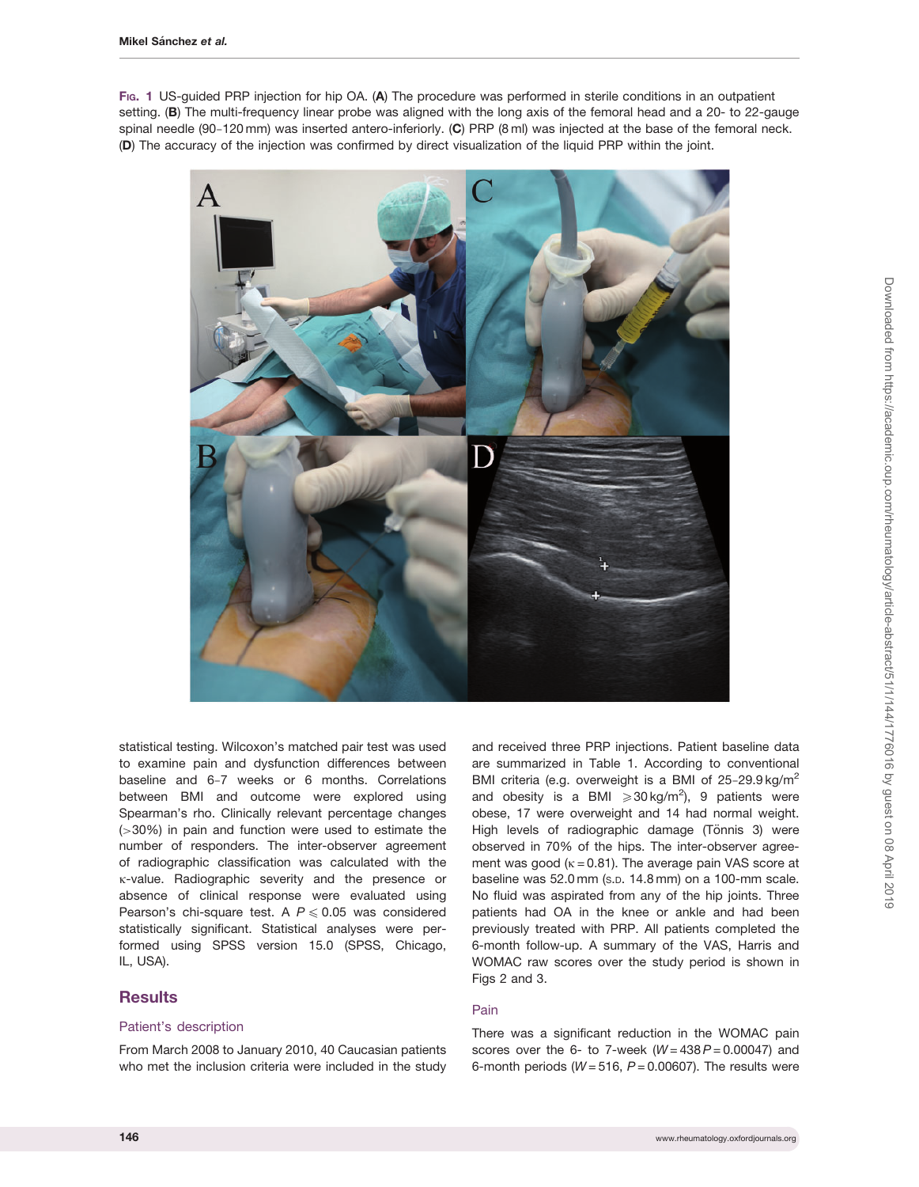**Fig. 1** US-guided PRP injection for hip OA. (**A**) The procedure was performed in sterile conditions in an outpatient setting. (**B**) The multi-frequency linear probe was aligned with the long axis of the femoral head and a 20- to 22-gauge spinal needle (90–120 mm) was inserted antero-inferiorly. (**C**) PRP (8 ml) was injected at the base of the femoral neck. (**D**) The accuracy of the injection was confirmed by direct visualization of the liquid PRP within the joint.

statistical testing. Wilcoxon's matched pair test was used to examine pain and dysfunction differences between baseline and 6–7 weeks or 6 months. Correlations between BMI and outcome were explored using Spearman's rho. Clinically relevant percentage changes (>30%) in pain and function were used to estimate the number of responders. The inter-observer agreement of radiographic classification was calculated with the κ-value. Radiographic severity and the presence or absence of clinical response were evaluated using Pearson's chi-square test. A $P \leqslant 0.05$ was considered statistically significant. Statistical analyses were performed using SPSS version 15.0 (SPSS, Chicago, IL, USA).

## Results

### Patient's description

From March 2008 to January 2010, 40 Caucasian patients who met the inclusion criteria were included in the study and received three PRP injections. Patient baseline data are summarized in Table 1. According to conventional BMI criteria (e.g. overweight is a BMI of 25–29.9 kg/m$^2$ and obesity is a BMI $\geqslant$30 kg/m$^2$), 9 patients were obese, 17 were overweight and 14 had normal weight. High levels of radiographic damage (Tönnis 3) were observed in 70% of the hips. The inter-observer agreement was good (κ = 0.81). The average pain VAS score at baseline was 52.0 mm (s.d. 14.8 mm) on a 100-mm scale. No fluid was aspirated from any of the hip joints. Three patients had OA in the knee or ankle and had been previously treated with PRP. All patients completed the 6-month follow-up. A summary of the VAS, Harris and WOMAC raw scores over the study period is shown in Figs 2 and 3.

### Pain

There was a significant reduction in the WOMAC pain scores over the 6- to 7-week ($W = 438$ $P = 0.00047$) and 6-month periods ($W = 516$, $P = 0.00607$). The results were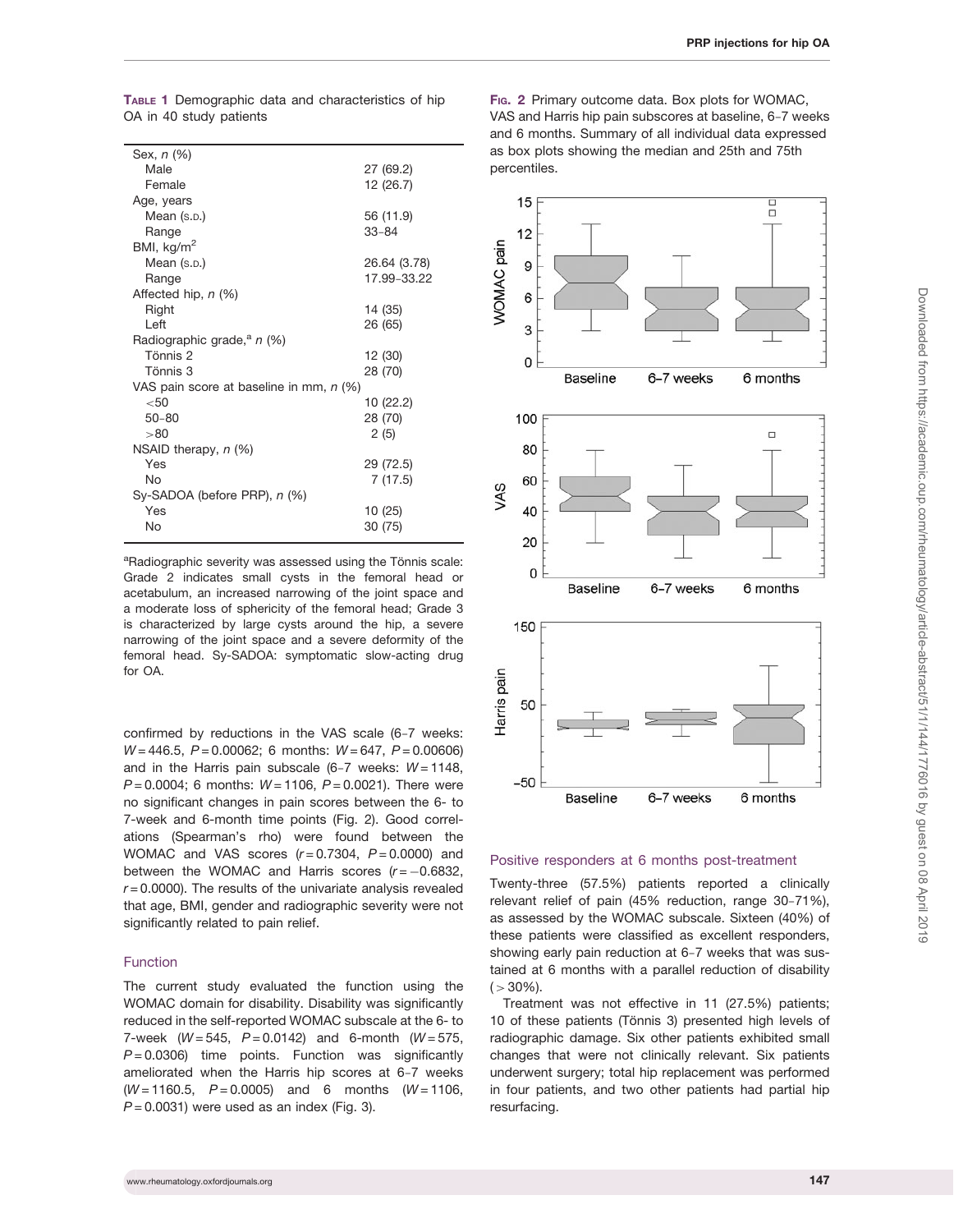**Table 1** Demographic data and characteristics of hip OA in 40 study patients

| | |
|---|---|
| Sex, *n* (%) | |
| Male | 27 (69.2) |
| Female | 12 (26.7) |
| Age, years | |
| Mean (S.D.) | 56 (11.9) |
| Range | 33–84 |
| BMI, kg/m$^2$ | |
| Mean (S.D.) | 26.64 (3.78) |
| Range | 17.99–33.22 |
| Affected hip, *n* (%) | |
| Right | 14 (35) |
| Left | 26 (65) |
| Radiographic grade,[a] *n* (%) | |
| Tönnis 2 | 12 (30) |
| Tönnis 3 | 28 (70) |
| VAS pain score at baseline in mm, *n* (%) | |
| <50 | 10 (22.2) |
| 50–80 | 28 (70) |
| >80 | 2 (5) |
| NSAID therapy, *n* (%) | |
| Yes | 29 (72.5) |
| No | 7 (17.5) |
| Sy-SADOA (before PRP), *n* (%) | |
| Yes | 10 (25) |
| No | 30 (75) |

[a]Radiographic severity was assessed using the Tönnis scale: Grade 2 indicates small cysts in the femoral head or acetabulum, an increased narrowing of the joint space and a moderate loss of sphericity of the femoral head; Grade 3 is characterized by large cysts around the hip, a severe narrowing of the joint space and a severe deformity of the femoral head. Sy-SADOA: symptomatic slow-acting drug for OA.

confirmed by reductions in the VAS scale (6–7 weeks: $W = 446.5$, $P = 0.00062$; 6 months: $W = 647$, $P = 0.00606$) and in the Harris pain subscale (6–7 weeks: $W = 1148$, $P = 0.0004$; 6 months: $W = 1106$, $P = 0.0021$). There were no significant changes in pain scores between the 6- to 7-week and 6-month time points (Fig. 2). Good correlations (Spearman's rho) were found between the WOMAC and VAS scores ($r = 0.7304$, $P = 0.0000$) and between the WOMAC and Harris scores ($r = -0.6832$, $r = 0.0000$). The results of the univariate analysis revealed that age, BMI, gender and radiographic severity were not significantly related to pain relief.

### Function

The current study evaluated the function using the WOMAC domain for disability. Disability was significantly reduced in the self-reported WOMAC subscale at the 6- to 7-week ($W = 545$, $P = 0.0142$) and 6-month ($W = 575$, $P = 0.0306$) time points. Function was significantly ameliorated when the Harris hip scores at 6–7 weeks ($W = 1160.5$, $P = 0.0005$) and 6 months ($W = 1106$, $P = 0.0031$) were used as an index (Fig. 3).

**Fig. 2** Primary outcome data. Box plots for WOMAC, VAS and Harris hip pain subscores at baseline, 6–7 weeks and 6 months. Summary of all individual data expressed as box plots showing the median and 25th and 75th percentiles.

### Positive responders at 6 months post-treatment

Twenty-three (57.5%) patients reported a clinically relevant relief of pain (45% reduction, range 30–71%), as assessed by the WOMAC subscale. Sixteen (40%) of these patients were classified as excellent responders, showing early pain reduction at 6–7 weeks that was sustained at 6 months with a parallel reduction of disability (>30%).

Treatment was not effective in 11 (27.5%) patients; 10 of these patients (Tönnis 3) presented high levels of radiographic damage. Six other patients exhibited small changes that were not clinically relevant. Six patients underwent surgery; total hip replacement was performed in four patients, and two other patients had partial hip resurfacing.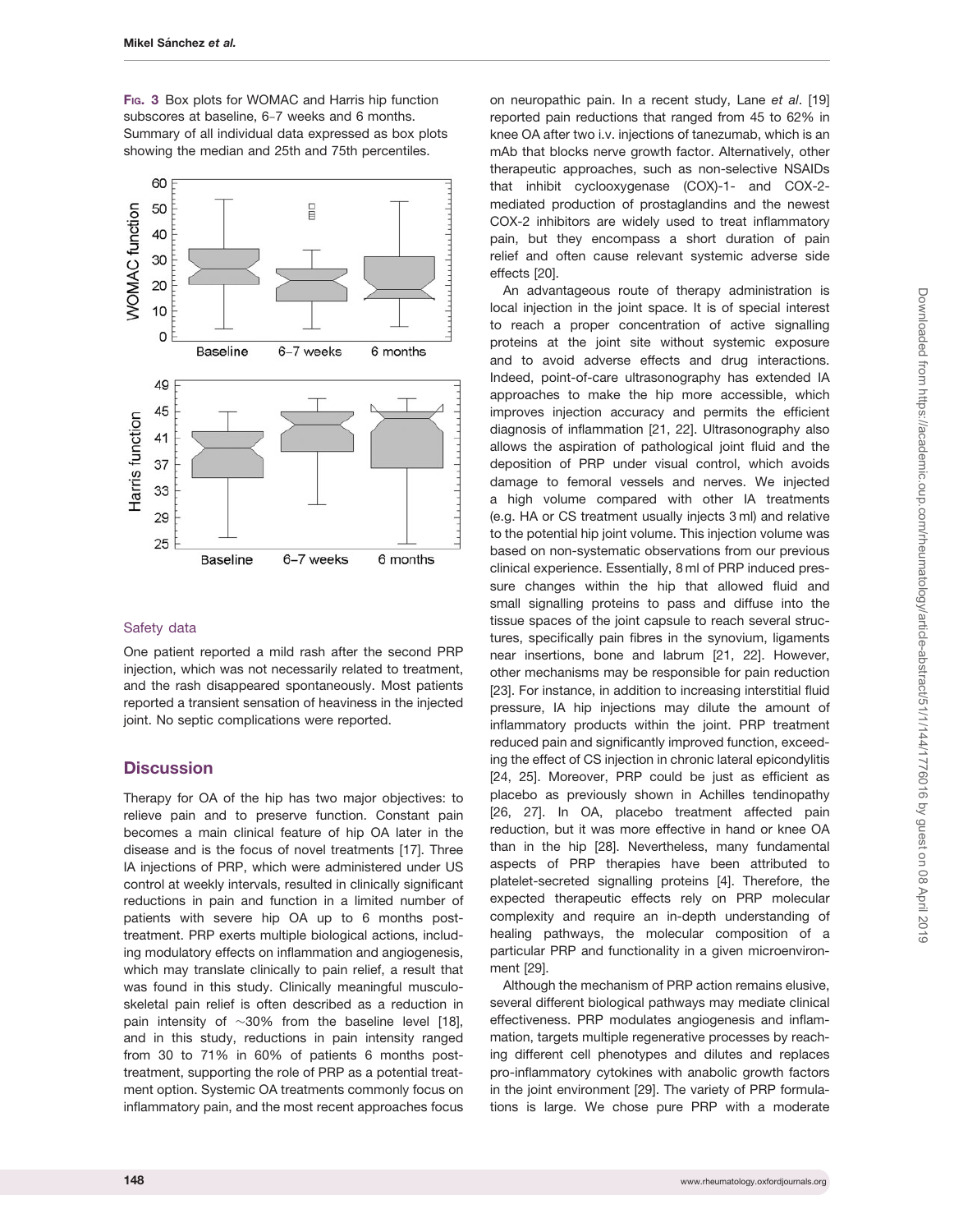Fig. 3 Box plots for WOMAC and Harris hip function subscores at baseline, 6–7 weeks and 6 months. Summary of all individual data expressed as box plots showing the median and 25th and 75th percentiles.

### Safety data

One patient reported a mild rash after the second PRP injection, which was not necessarily related to treatment, and the rash disappeared spontaneously. Most patients reported a transient sensation of heaviness in the injected joint. No septic complications were reported.

## Discussion

Therapy for OA of the hip has two major objectives: to relieve pain and to preserve function. Constant pain becomes a main clinical feature of hip OA later in the disease and is the focus of novel treatments [17]. Three IA injections of PRP, which were administered under US control at weekly intervals, resulted in clinically significant reductions in pain and function in a limited number of patients with severe hip OA up to 6 months post-treatment. PRP exerts multiple biological actions, including modulatory effects on inflammation and angiogenesis, which may translate clinically to pain relief, a result that was found in this study. Clinically meaningful musculoskeletal pain relief is often described as a reduction in pain intensity of ~30% from the baseline level [18], and in this study, reductions in pain intensity ranged from 30 to 71% in 60% of patients 6 months post-treatment, supporting the role of PRP as a potential treatment option. Systemic OA treatments commonly focus on inflammatory pain, and the most recent approaches focus on neuropathic pain. In a recent study, Lane *et al*. [19] reported pain reductions that ranged from 45 to 62% in knee OA after two i.v. injections of tanezumab, which is an mAb that blocks nerve growth factor. Alternatively, other therapeutic approaches, such as non-selective NSAIDs that inhibit cyclooxygenase (COX)-1- and COX-2-mediated production of prostaglandins and the newest COX-2 inhibitors are widely used to treat inflammatory pain, but they encompass a short duration of pain relief and often cause relevant systemic adverse side effects [20].

An advantageous route of therapy administration is local injection in the joint space. It is of special interest to reach a proper concentration of active signalling proteins at the joint site without systemic exposure and to avoid adverse effects and drug interactions. Indeed, point-of-care ultrasonography has extended IA approaches to make the hip more accessible, which improves injection accuracy and permits the efficient diagnosis of inflammation [21, 22]. Ultrasonography also allows the aspiration of pathological joint fluid and the deposition of PRP under visual control, which avoids damage to femoral vessels and nerves. We injected a high volume compared with other IA treatments (e.g. HA or CS treatment usually injects 3 ml) and relative to the potential hip joint volume. This injection volume was based on non-systematic observations from our previous clinical experience. Essentially, 8 ml of PRP induced pressure changes within the hip that allowed fluid and small signalling proteins to pass and diffuse into the tissue spaces of the joint capsule to reach several structures, specifically pain fibres in the synovium, ligaments near insertions, bone and labrum [21, 22]. However, other mechanisms may be responsible for pain reduction [23]. For instance, in addition to increasing interstitial fluid pressure, IA hip injections may dilute the amount of inflammatory products within the joint. PRP treatment reduced pain and significantly improved function, exceeding the effect of CS injection in chronic lateral epicondylitis [24, 25]. Moreover, PRP could be just as efficient as placebo as previously shown in Achilles tendinopathy [26, 27]. In OA, placebo treatment affected pain reduction, but it was more effective in hand or knee OA than in the hip [28]. Nevertheless, many fundamental aspects of PRP therapies have been attributed to platelet-secreted signalling proteins [4]. Therefore, the expected therapeutic effects rely on PRP molecular complexity and require an in-depth understanding of healing pathways, the molecular composition of a particular PRP and functionality in a given microenvironment [29].

Although the mechanism of PRP action remains elusive, several different biological pathways may mediate clinical effectiveness. PRP modulates angiogenesis and inflammation, targets multiple regenerative processes by reaching different cell phenotypes and dilutes and replaces pro-inflammatory cytokines with anabolic growth factors in the joint environment [29]. The variety of PRP formulations is large. We chose pure PRP with a moderate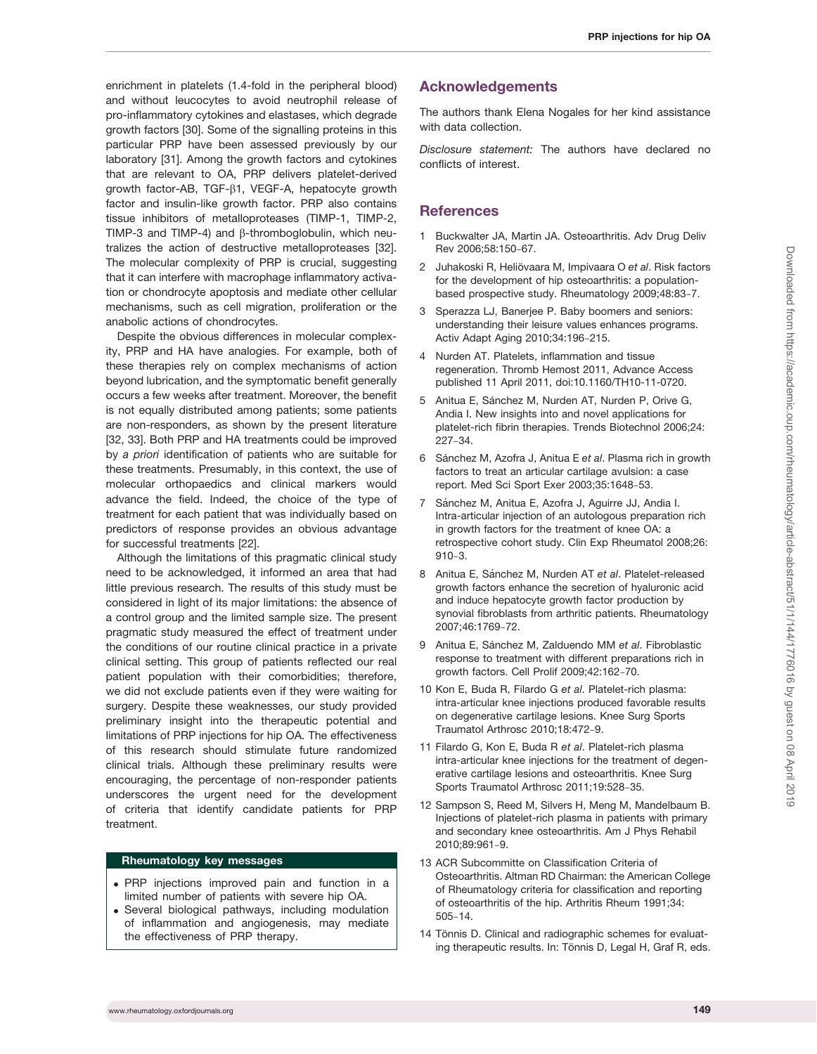enrichment in platelets (1.4-fold in the peripheral blood) and without leucocytes to avoid neutrophil release of pro-inflammatory cytokines and elastases, which degrade growth factors [30]. Some of the signalling proteins in this particular PRP have been assessed previously by our laboratory [31]. Among the growth factors and cytokines that are relevant to OA, PRP delivers platelet-derived growth factor-AB, TGF-β1, VEGF-A, hepatocyte growth factor and insulin-like growth factor. PRP also contains tissue inhibitors of metalloproteases (TIMP-1, TIMP-2, TIMP-3 and TIMP-4) and β-thromboglobulin, which neutralizes the action of destructive metalloproteases [32]. The molecular complexity of PRP is crucial, suggesting that it can interfere with macrophage inflammatory activation or chondrocyte apoptosis and mediate other cellular mechanisms, such as cell migration, proliferation or the anabolic actions of chondrocytes.

Despite the obvious differences in molecular complexity, PRP and HA have analogies. For example, both of these therapies rely on complex mechanisms of action beyond lubrication, and the symptomatic benefit generally occurs a few weeks after treatment. Moreover, the benefit is not equally distributed among patients; some patients are non-responders, as shown by the present literature [32, 33]. Both PRP and HA treatments could be improved by *a priori* identification of patients who are suitable for these treatments. Presumably, in this context, the use of molecular orthopaedics and clinical markers would advance the field. Indeed, the choice of the type of treatment for each patient that was individually based on predictors of response provides an obvious advantage for successful treatments [22].

Although the limitations of this pragmatic clinical study need to be acknowledged, it informed an area that had little previous research. The results of this study must be considered in light of its major limitations: the absence of a control group and the limited sample size. The present pragmatic study measured the effect of treatment under the conditions of our routine clinical practice in a private clinical setting. This group of patients reflected our real patient population with their comorbidities; therefore, we did not exclude patients even if they were waiting for surgery. Despite these weaknesses, our study provided preliminary insight into the therapeutic potential and limitations of PRP injections for hip OA. The effectiveness of this research should stimulate future randomized clinical trials. Although these preliminary results were encouraging, the percentage of non-responder patients underscores the urgent need for the development of criteria that identify candidate patients for PRP treatment.

**Rheumatology key messages**

- PRP injections improved pain and function in a limited number of patients with severe hip OA.
- Several biological pathways, including modulation of inflammation and angiogenesis, may mediate the effectiveness of PRP therapy.

## Acknowledgements

The authors thank Elena Nogales for her kind assistance with data collection.

*Disclosure statement:* The authors have declared no conflicts of interest.

## References

1. Buckwalter JA, Martin JA. Osteoarthritis. Adv Drug Deliv Rev 2006;58:150–67.
2. Juhakoski R, Heliövaara M, Impivaara O *et al*. Risk factors for the development of hip osteoarthritis: a population-based prospective study. Rheumatology 2009;48:83–7.
3. Sperazza LJ, Banerjee P. Baby boomers and seniors: understanding their leisure values enhances programs. Activ Adapt Aging 2010;34:196–215.
4. Nurden AT. Platelets, inflammation and tissue regeneration. Thromb Hemost 2011, Advance Access published 11 April 2011, doi:10.1160/TH10-11-0720.
5. Anitua E, Sánchez M, Nurden AT, Nurden P, Orive G, Andia I. New insights into and novel applications for platelet-rich fibrin therapies. Trends Biotechnol 2006;24: 227–34.
6. Sánchez M, Azofra J, Anitua E *et al*. Plasma rich in growth factors to treat an articular cartilage avulsion: a case report. Med Sci Sport Exer 2003;35:1648–53.
7. Sánchez M, Anitua E, Azofra J, Aguirre JJ, Andia I. Intra-articular injection of an autologous preparation rich in growth factors for the treatment of knee OA: a retrospective cohort study. Clin Exp Rheumatol 2008;26: 910–3.
8. Anitua E, Sánchez M, Nurden AT *et al*. Platelet-released growth factors enhance the secretion of hyaluronic acid and induce hepatocyte growth factor production by synovial fibroblasts from arthritic patients. Rheumatology 2007;46:1769–72.
9. Anitua E, Sánchez M, Zalduendo MM *et al*. Fibroblastic response to treatment with different preparations rich in growth factors. Cell Prolif 2009;42:162–70.
10. Kon E, Buda R, Filardo G *et al*. Platelet-rich plasma: intra-articular knee injections produced favorable results on degenerative cartilage lesions. Knee Surg Sports Traumatol Arthrosc 2010;18:472–9.
11. Filardo G, Kon E, Buda R *et al*. Platelet-rich plasma intra-articular knee injections for the treatment of degenerative cartilage lesions and osteoarthritis. Knee Surg Sports Traumatol Arthrosc 2011;19:528–35.
12. Sampson S, Reed M, Silvers H, Meng M, Mandelbaum B. Injections of platelet-rich plasma in patients with primary and secondary knee osteoarthritis. Am J Phys Rehabil 2010;89:961–9.
13. ACR Subcommitte on Classification Criteria of Osteoarthritis. Altman RD Chairman: the American College of Rheumatology criteria for classification and reporting of osteoarthritis of the hip. Arthritis Rheum 1991;34: 505–14.
14. Tönnis D. Clinical and radiographic schemes for evaluating therapeutic results. In: Tönnis D, Legal H, Graf R, eds.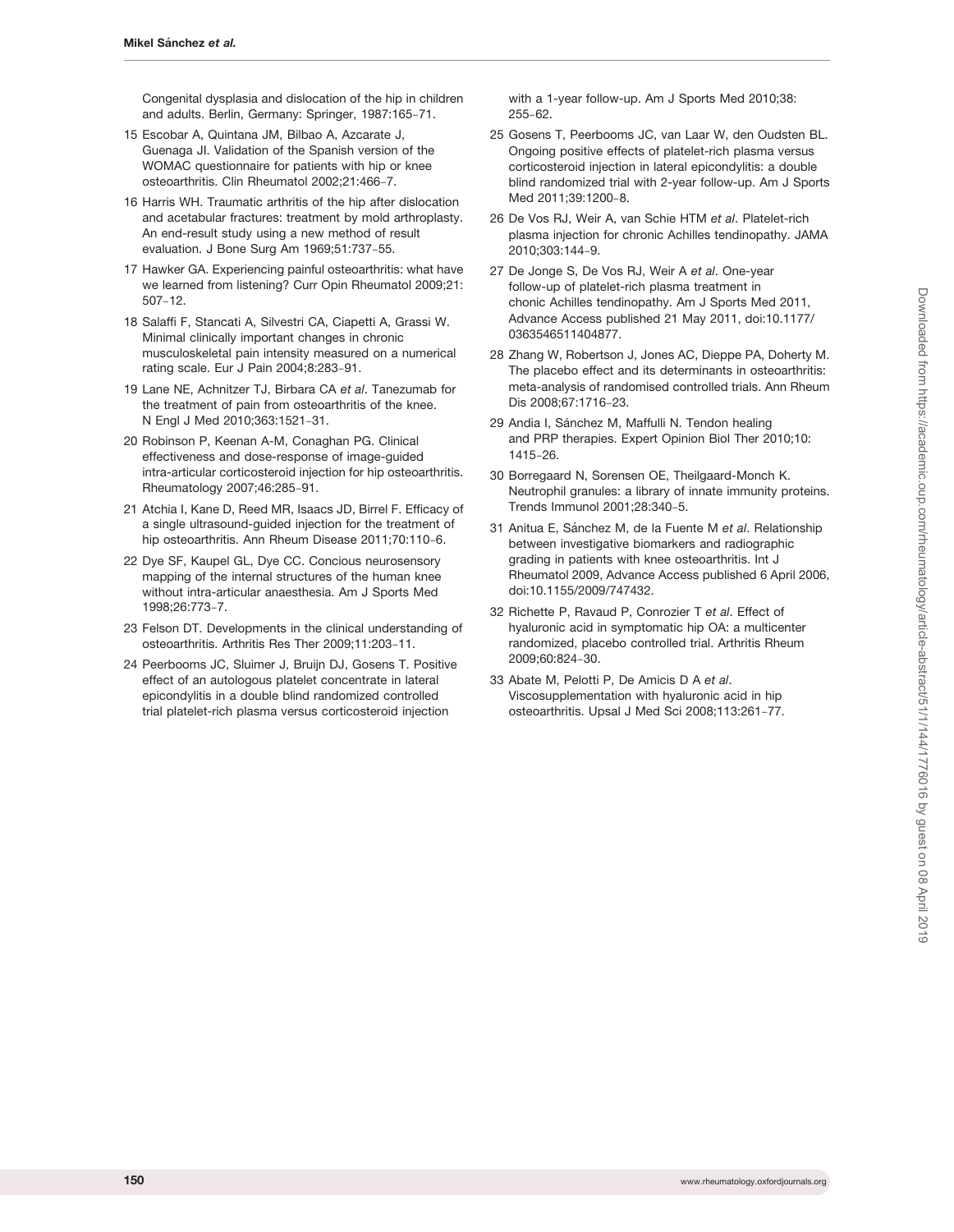Congenital dysplasia and dislocation of the hip in children and adults. Berlin, Germany: Springer, 1987:165–71.

15 Escobar A, Quintana JM, Bilbao A, Azcarate J, Guenaga JI. Validation of the Spanish version of the WOMAC questionnaire for patients with hip or knee osteoarthritis. Clin Rheumatol 2002;21:466–7.

16 Harris WH. Traumatic arthritis of the hip after dislocation and acetabular fractures: treatment by mold arthroplasty. An end-result study using a new method of result evaluation. J Bone Surg Am 1969;51:737–55.

17 Hawker GA. Experiencing painful osteoarthritis: what have we learned from listening? Curr Opin Rheumatol 2009;21: 507–12.

18 Salaffi F, Stancati A, Silvestri CA, Ciapetti A, Grassi W. Minimal clinically important changes in chronic musculoskeletal pain intensity measured on a numerical rating scale. Eur J Pain 2004;8:283–91.

19 Lane NE, Achnitzer TJ, Birbara CA *et al*. Tanezumab for the treatment of pain from osteoarthritis of the knee. N Engl J Med 2010;363:1521–31.

20 Robinson P, Keenan A-M, Conaghan PG. Clinical effectiveness and dose-response of image-guided intra-articular corticosteroid injection for hip osteoarthritis. Rheumatology 2007;46:285–91.

21 Atchia I, Kane D, Reed MR, Isaacs JD, Birrel F. Efficacy of a single ultrasound-guided injection for the treatment of hip osteoarthritis. Ann Rheum Disease 2011;70:110–6.

22 Dye SF, Kaupel GL, Dye CC. Concious neurosensory mapping of the internal structures of the human knee without intra-articular anaesthesia. Am J Sports Med 1998;26:773–7.

23 Felson DT. Developments in the clinical understanding of osteoarthritis. Arthritis Res Ther 2009;11:203–11.

24 Peerbooms JC, Sluimer J, Bruijn DJ, Gosens T. Positive effect of an autologous platelet concentrate in lateral epicondylitis in a double blind randomized controlled trial platelet-rich plasma versus corticosteroid injection with a 1-year follow-up. Am J Sports Med 2010;38: 255–62.

25 Gosens T, Peerbooms JC, van Laar W, den Oudsten BL. Ongoing positive effects of platelet-rich plasma versus corticosteroid injection in lateral epicondylitis: a double blind randomized trial with 2-year follow-up. Am J Sports Med 2011;39:1200–8.

26 De Vos RJ, Weir A, van Schie HTM *et al*. Platelet-rich plasma injection for chronic Achilles tendinopathy. JAMA 2010;303:144–9.

27 De Jonge S, De Vos RJ, Weir A *et al*. One-year follow-up of platelet-rich plasma treatment in chonic Achilles tendinopathy. Am J Sports Med 2011, Advance Access published 21 May 2011, doi:10.1177/ 0363546511404877.

28 Zhang W, Robertson J, Jones AC, Dieppe PA, Doherty M. The placebo effect and its determinants in osteoarthritis: meta-analysis of randomised controlled trials. Ann Rheum Dis 2008;67:1716–23.

29 Andia I, Sánchez M, Maffulli N. Tendon healing and PRP therapies. Expert Opinion Biol Ther 2010;10: 1415–26.

30 Borregaard N, Sorensen OE, Theilgaard-Monch K. Neutrophil granules: a library of innate immunity proteins. Trends Immunol 2001;28:340–5.

31 Anitua E, Sánchez M, de la Fuente M *et al*. Relationship between investigative biomarkers and radiographic grading in patients with knee osteoarthritis. Int J Rheumatol 2009, Advance Access published 6 April 2006, doi:10.1155/2009/747432.

32 Richette P, Ravaud P, Conrozier T *et al*. Effect of hyaluronic acid in symptomatic hip OA: a multicenter randomized, placebo controlled trial. Arthritis Rheum 2009;60:824–30.

33 Abate M, Pelotti P, De Amicis D A *et al*. Viscosupplementation with hyaluronic acid in hip osteoarthritis. Upsal J Med Sci 2008;113:261–77.